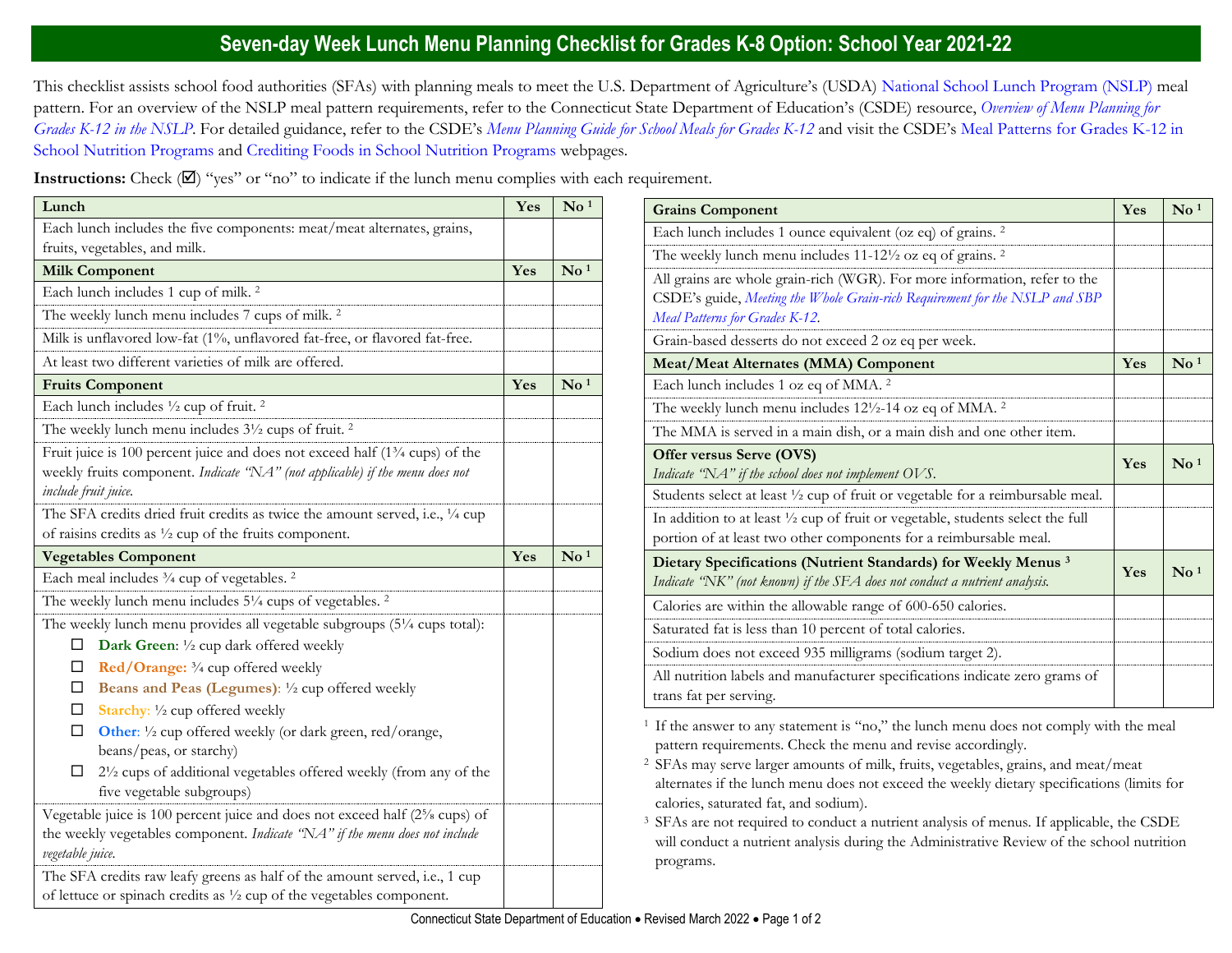# Seven-day Week Lunch Menu Planning Checklist for Grades K-8 Option: School Year 2021-22

This checklist assists school food authorities (SFAs) with planning meals to meet the U.S. Department of Agriculture's (USDA) National School Lunch Program (NSLP) meal pattern. For an overview of the NSLP meal pattern requirements, refer to the Connecticut State Department of Education's (CSDE) resource, *Overview of Menu Planning for Grades K-12 in the NSLP*. For detailed guidance, refer to the CSDE's *Menu Planning Guide for School Meals for Grades K-12* and visit the CSDE's Meal Patterns for Grades K-12 in School Nutrition Programs and Crediting Foods in School Nutrition Programs webpages.

**Instructions:** Check (☑) "yes" or "no" to indicate if the lunch menu complies with each requirement.

| **Lunch** | **Yes** | **No [1]** |
|---|---|---|
| Each lunch includes the five components: meat/meat alternates, grains, fruits, vegetables, and milk. | | |
| **Milk Component** | **Yes** | **No [1]** |
| Each lunch includes 1 cup of milk. [2] | | |
| The weekly lunch menu includes 7 cups of milk. [2] | | |
| Milk is unflavored low-fat (1%, unflavored fat-free, or flavored fat-free. | | |
| At least two different varieties of milk are offered. | | |
| **Fruits Component** | **Yes** | **No [1]** |
| Each lunch includes ½ cup of fruit. [2] | | |
| The weekly lunch menu includes 3½ cups of fruit. [2] | | |
| Fruit juice is 100 percent juice and does not exceed half (1¾ cups) of the weekly fruits component. *Indicate "NA" (not applicable) if the menu does not include fruit juice.* | | |
| The SFA credits dried fruit credits as twice the amount served, i.e., ¼ cup of raisins credits as ½ cup of the fruits component. | | |
| **Vegetables Component** | **Yes** | **No [1]** |
| Each meal includes ¾ cup of vegetables. [2] | | |
| The weekly lunch menu includes 5¼ cups of vegetables. [2] | | |
| The weekly lunch menu provides all vegetable subgroups (5¼ cups total):<br>☐ **Dark Green**: ½ cup dark offered weekly<br>☐ **Red/Orange:** ¾ cup offered weekly<br>☐ **Beans and Peas (Legumes)**: ½ cup offered weekly<br>☐ **Starchy**: ½ cup offered weekly<br>☐ **Other**: ½ cup offered weekly (or dark green, red/orange, beans/peas, or starchy)<br>☐ 2½ cups of additional vegetables offered weekly (from any of the five vegetable subgroups) | | |
| Vegetable juice is 100 percent juice and does not exceed half (2⅝ cups) of the weekly vegetables component. *Indicate "NA" if the menu does not include vegetable juice.* | | |
| The SFA credits raw leafy greens as half of the amount served, i.e., 1 cup of lettuce or spinach credits as ½ cup of the vegetables component. | | |

| **Grains Component** | **Yes** | **No [1]** |
|---|---|---|
| Each lunch includes 1 ounce equivalent (oz eq) of grains. [2] | | |
| The weekly lunch menu includes 11-12½ oz eq of grains. [2] | | |
| All grains are whole grain-rich (WGR). For more information, refer to the CSDE's guide, *Meeting the Whole Grain-rich Requirement for the NSLP and SBP Meal Patterns for Grades K-12*. | | |
| Grain-based desserts do not exceed 2 oz eq per week. | | |
| **Meat/Meat Alternates (MMA) Component** | **Yes** | **No [1]** |
| Each lunch includes 1 oz eq of MMA. [2] | | |
| The weekly lunch menu includes 12½-14 oz eq of MMA. [2] | | |
| The MMA is served in a main dish, or a main dish and one other item. | | |
| **Offer versus Serve (OVS)**<br>*Indicate "NA" if the school does not implement OVS.* | **Yes** | **No [1]** |
| Students select at least ½ cup of fruit or vegetable for a reimbursable meal. | | |
| In addition to at least ½ cup of fruit or vegetable, students select the full portion of at least two other components for a reimbursable meal. | | |
| **Dietary Specifications (Nutrient Standards) for Weekly Menus [3]**<br>*Indicate "NK" (not known) if the SFA does not conduct a nutrient analysis.* | **Yes** | **No [1]** |
| Calories are within the allowable range of 600-650 calories. | | |
| Saturated fat is less than 10 percent of total calories. | | |
| Sodium does not exceed 935 milligrams (sodium target 2). | | |
| All nutrition labels and manufacturer specifications indicate zero grams of trans fat per serving. | | |

[1] If the answer to any statement is "no," the lunch menu does not comply with the meal pattern requirements. Check the menu and revise accordingly.

[2] SFAs may serve larger amounts of milk, fruits, vegetables, grains, and meat/meat alternates if the lunch menu does not exceed the weekly dietary specifications (limits for calories, saturated fat, and sodium).

[3] SFAs are not required to conduct a nutrient analysis of menus. If applicable, the CSDE will conduct a nutrient analysis during the Administrative Review of the school nutrition programs.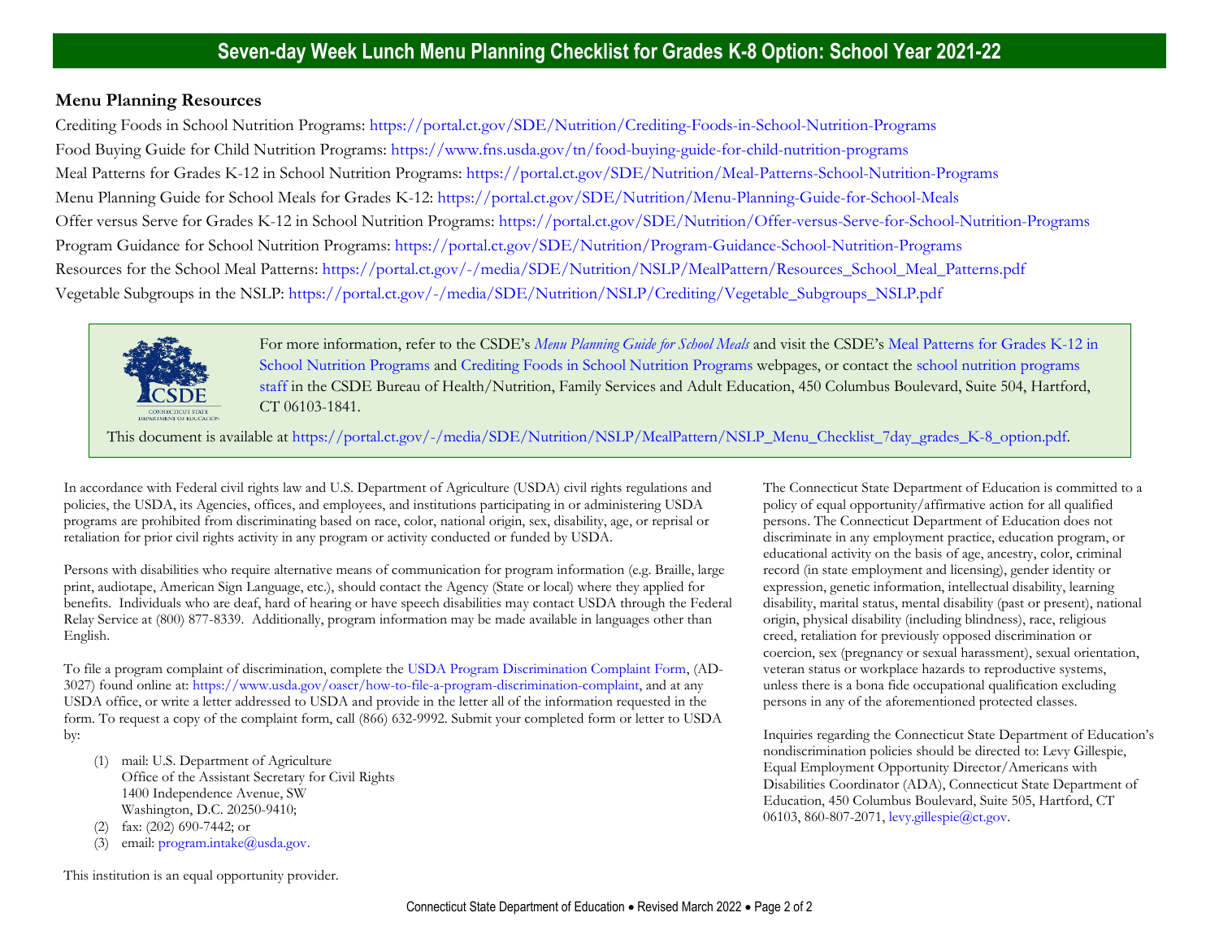# Seven-day Week Lunch Menu Planning Checklist for Grades K-8 Option: School Year 2021-22

## Menu Planning Resources

Crediting Foods in School Nutrition Programs: https://portal.ct.gov/SDE/Nutrition/Crediting-Foods-in-School-Nutrition-Programs

Food Buying Guide for Child Nutrition Programs: https://www.fns.usda.gov/tn/food-buying-guide-for-child-nutrition-programs

Meal Patterns for Grades K-12 in School Nutrition Programs: https://portal.ct.gov/SDE/Nutrition/Meal-Patterns-School-Nutrition-Programs

Menu Planning Guide for School Meals for Grades K-12: https://portal.ct.gov/SDE/Nutrition/Menu-Planning-Guide-for-School-Meals

Offer versus Serve for Grades K-12 in School Nutrition Programs: https://portal.ct.gov/SDE/Nutrition/Offer-versus-Serve-for-School-Nutrition-Programs

Program Guidance for School Nutrition Programs: https://portal.ct.gov/SDE/Nutrition/Program-Guidance-School-Nutrition-Programs

Resources for the School Meal Patterns: https://portal.ct.gov/-/media/SDE/Nutrition/NSLP/MealPattern/Resources_School_Meal_Patterns.pdf

Vegetable Subgroups in the NSLP: https://portal.ct.gov/-/media/SDE/Nutrition/NSLP/Crediting/Vegetable_Subgroups_NSLP.pdf

For more information, refer to the CSDE's *Menu Planning Guide for School Meals* and visit the CSDE's Meal Patterns for Grades K-12 in School Nutrition Programs and Crediting Foods in School Nutrition Programs webpages, or contact the school nutrition programs staff in the CSDE Bureau of Health/Nutrition, Family Services and Adult Education, 450 Columbus Boulevard, Suite 504, Hartford, CT 06103-1841.

This document is available at https://portal.ct.gov/-/media/SDE/Nutrition/NSLP/MealPattern/NSLP_Menu_Checklist_7day_grades_K-8_option.pdf.

In accordance with Federal civil rights law and U.S. Department of Agriculture (USDA) civil rights regulations and policies, the USDA, its Agencies, offices, and employees, and institutions participating in or administering USDA programs are prohibited from discriminating based on race, color, national origin, sex, disability, age, or reprisal or retaliation for prior civil rights activity in any program or activity conducted or funded by USDA.

Persons with disabilities who require alternative means of communication for program information (e.g. Braille, large print, audiotape, American Sign Language, etc.), should contact the Agency (State or local) where they applied for benefits. Individuals who are deaf, hard of hearing or have speech disabilities may contact USDA through the Federal Relay Service at (800) 877-8339. Additionally, program information may be made available in languages other than English.

To file a program complaint of discrimination, complete the USDA Program Discrimination Complaint Form, (AD-3027) found online at: https://www.usda.gov/oascr/how-to-file-a-program-discrimination-complaint, and at any USDA office, or write a letter addressed to USDA and provide in the letter all of the information requested in the form. To request a copy of the complaint form, call (866) 632-9992. Submit your completed form or letter to USDA by:

(1) mail: U.S. Department of Agriculture
Office of the Assistant Secretary for Civil Rights
1400 Independence Avenue, SW
Washington, D.C. 20250-9410;

(2) fax: (202) 690-7442; or

(3) email: program.intake@usda.gov.

This institution is an equal opportunity provider.

The Connecticut State Department of Education is committed to a policy of equal opportunity/affirmative action for all qualified persons. The Connecticut Department of Education does not discriminate in any employment practice, education program, or educational activity on the basis of age, ancestry, color, criminal record (in state employment and licensing), gender identity or expression, genetic information, intellectual disability, learning disability, marital status, mental disability (past or present), national origin, physical disability (including blindness), race, religious creed, retaliation for previously opposed discrimination or coercion, sex (pregnancy or sexual harassment), sexual orientation, veteran status or workplace hazards to reproductive systems, unless there is a bona fide occupational qualification excluding persons in any of the aforementioned protected classes.

Inquiries regarding the Connecticut State Department of Education's nondiscrimination policies should be directed to: Levy Gillespie, Equal Employment Opportunity Director/Americans with Disabilities Coordinator (ADA), Connecticut State Department of Education, 450 Columbus Boulevard, Suite 505, Hartford, CT 06103, 860-807-2071, levy.gillespie@ct.gov.